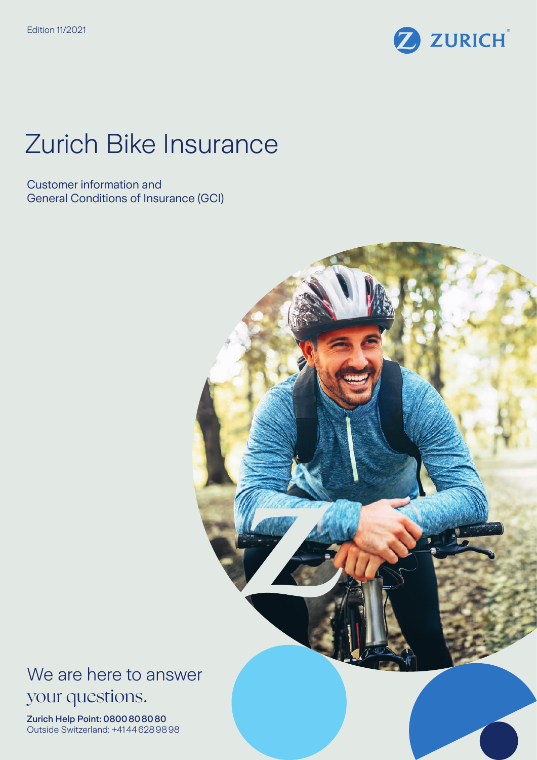Edition 11/2021

ZURICH

# Zurich Bike Insurance

Customer information and
General Conditions of Insurance (GCI)

We are here to answer
your questions.

**Zurich Help Point: 0800 80 80 80**
Outside Switzerland: +41 44 628 98 98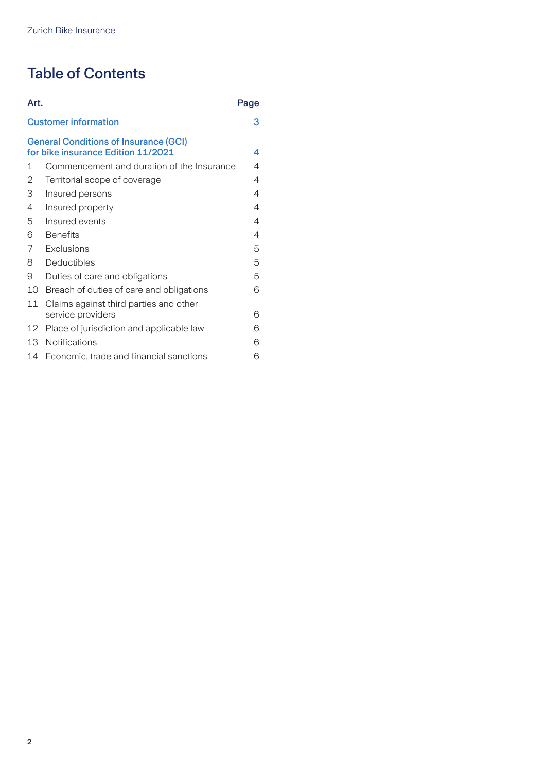# Table of Contents

| Art. | | Page |
|---|---|---|
| **Customer information** | | **3** |
| **General Conditions of Insurance (GCI) for bike insurance Edition 11/2021** | | **4** |
| 1 | Commencement and duration of the Insurance | 4 |
| 2 | Territorial scope of coverage | 4 |
| 3 | Insured persons | 4 |
| 4 | Insured property | 4 |
| 5 | Insured events | 4 |
| 6 | Benefits | 4 |
| 7 | Exclusions | 5 |
| 8 | Deductibles | 5 |
| 9 | Duties of care and obligations | 5 |
| 10 | Breach of duties of care and obligations | 6 |
| 11 | Claims against third parties and other service providers | 6 |
| 12 | Place of jurisdiction and applicable law | 6 |
| 13 | Notifications | 6 |
| 14 | Economic, trade and financial sanctions | 6 |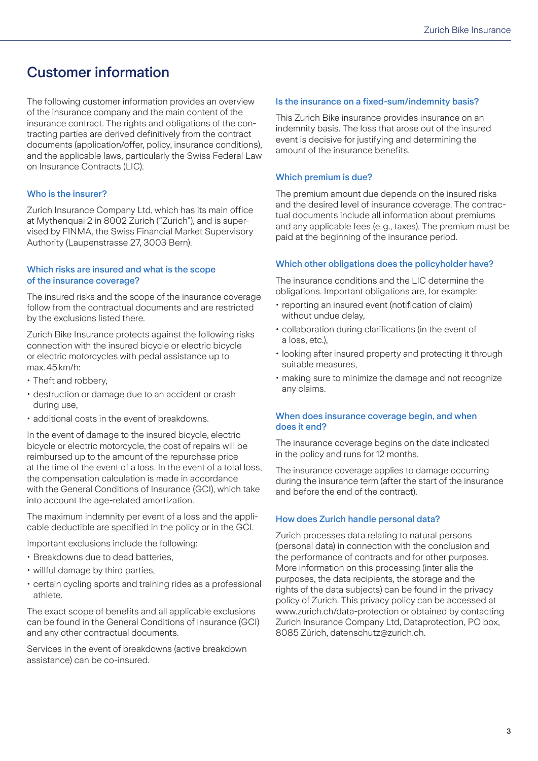# Customer information

The following customer information provides an overview of the insurance company and the main content of the insurance contract. The rights and obligations of the contracting parties are derived definitively from the contract documents (application/offer, policy, insurance conditions), and the applicable laws, particularly the Swiss Federal Law on Insurance Contracts (LIC).

### Who is the insurer?

Zurich Insurance Company Ltd, which has its main office at Mythenquai 2 in 8002 Zurich ("Zurich"), and is supervised by FINMA, the Swiss Financial Market Supervisory Authority (Laupenstrasse 27, 3003 Bern).

### Which risks are insured and what is the scope of the insurance coverage?

The insured risks and the scope of the insurance coverage follow from the contractual documents and are restricted by the exclusions listed there.

Zurich Bike Insurance protects against the following risks connection with the insured bicycle or electric bicycle or electric motorcycles with pedal assistance up to max. 45 km/h:

- Theft and robbery,
- destruction or damage due to an accident or crash during use,
- additional costs in the event of breakdowns.

In the event of damage to the insured bicycle, electric bicycle or electric motorcycle, the cost of repairs will be reimbursed up to the amount of the repurchase price at the time of the event of a loss. In the event of a total loss, the compensation calculation is made in accordance with the General Conditions of Insurance (GCI), which take into account the age-related amortization.

The maximum indemnity per event of a loss and the applicable deductible are specified in the policy or in the GCI.

Important exclusions include the following:

- Breakdowns due to dead batteries,
- willful damage by third parties,
- certain cycling sports and training rides as a professional athlete.

The exact scope of benefits and all applicable exclusions can be found in the General Conditions of Insurance (GCI) and any other contractual documents.

Services in the event of breakdowns (active breakdown assistance) can be co-insured.

### Is the insurance on a fixed-sum/indemnity basis?

This Zurich Bike insurance provides insurance on an indemnity basis. The loss that arose out of the insured event is decisive for justifying and determining the amount of the insurance benefits.

### Which premium is due?

The premium amount due depends on the insured risks and the desired level of insurance coverage. The contractual documents include all information about premiums and any applicable fees (e.g., taxes). The premium must be paid at the beginning of the insurance period.

### Which other obligations does the policyholder have?

The insurance conditions and the LIC determine the obligations. Important obligations are, for example:

- reporting an insured event (notification of claim) without undue delay,
- collaboration during clarifications (in the event of a loss, etc.),
- looking after insured property and protecting it through suitable measures,
- making sure to minimize the damage and not recognize any claims.

### When does insurance coverage begin, and when does it end?

The insurance coverage begins on the date indicated in the policy and runs for 12 months.

The insurance coverage applies to damage occurring during the insurance term (after the start of the insurance and before the end of the contract).

### How does Zurich handle personal data?

Zurich processes data relating to natural persons (personal data) in connection with the conclusion and the performance of contracts and for other purposes. More information on this processing (inter alia the purposes, the data recipients, the storage and the rights of the data subjects) can be found in the privacy policy of Zurich. This privacy policy can be accessed at www.zurich.ch/data-protection or obtained by contacting Zurich Insurance Company Ltd, Dataprotection, PO box, 8085 Zürich, datenschutz@zurich.ch.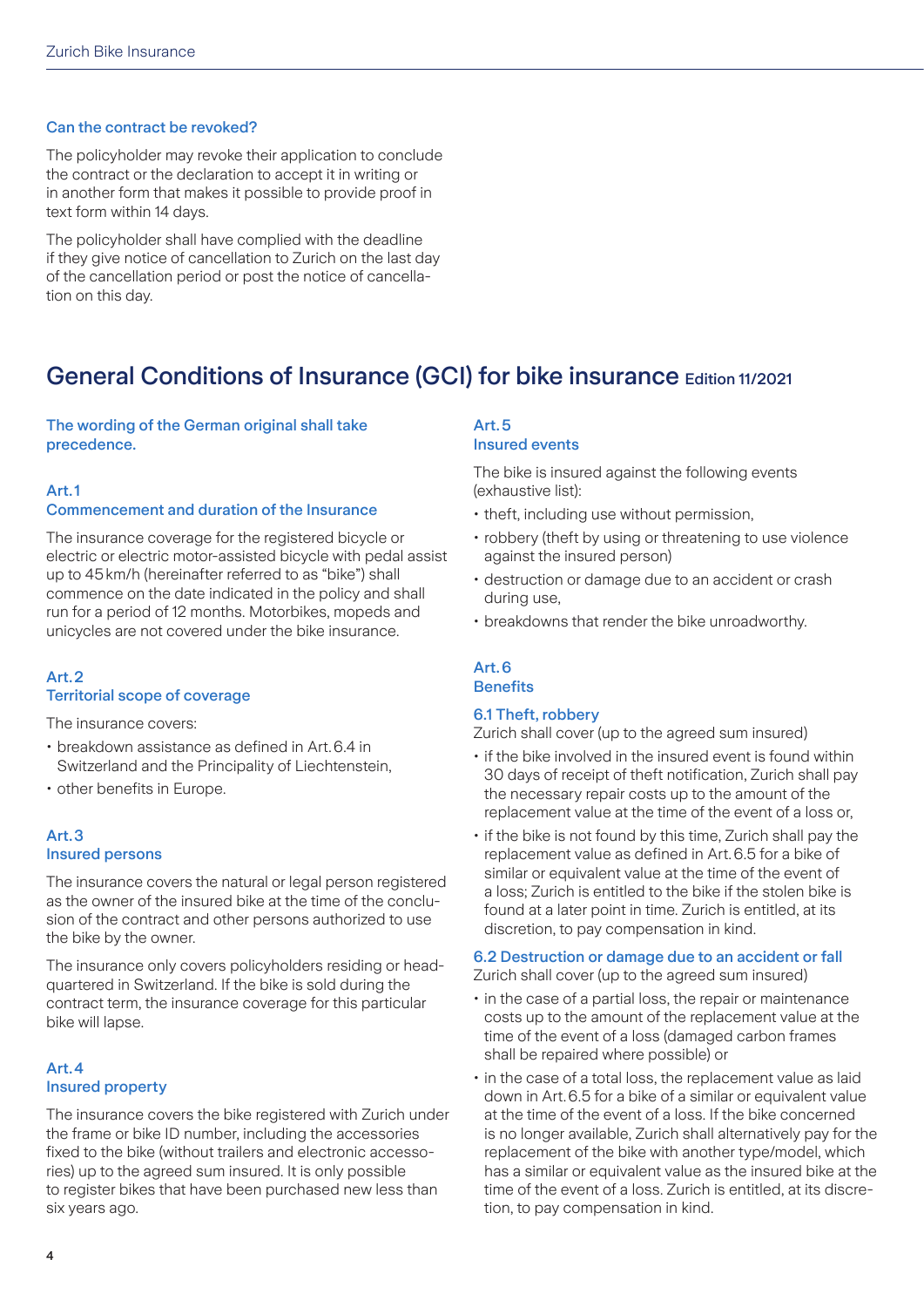### Can the contract be revoked?

The policyholder may revoke their application to conclude the contract or the declaration to accept it in writing or in another form that makes it possible to provide proof in text form within 14 days.

The policyholder shall have complied with the deadline if they give notice of cancellation to Zurich on the last day of the cancellation period or post the notice of cancellation on this day.

# General Conditions of Insurance (GCI) for bike insurance Edition 11/2021

**The wording of the German original shall take precedence.**

## Art. 1
### Commencement and duration of the Insurance

The insurance coverage for the registered bicycle or electric or electric motor-assisted bicycle with pedal assist up to 45 km/h (hereinafter referred to as "bike") shall commence on the date indicated in the policy and shall run for a period of 12 months. Motorbikes, mopeds and unicycles are not covered under the bike insurance.

## Art. 2
### Territorial scope of coverage

The insurance covers:

- breakdown assistance as defined in Art. 6.4 in Switzerland and the Principality of Liechtenstein,
- other benefits in Europe.

## Art. 3
### Insured persons

The insurance covers the natural or legal person registered as the owner of the insured bike at the time of the conclusion of the contract and other persons authorized to use the bike by the owner.

The insurance only covers policyholders residing or headquartered in Switzerland. If the bike is sold during the contract term, the insurance coverage for this particular bike will lapse.

## Art. 4
### Insured property

The insurance covers the bike registered with Zurich under the frame or bike ID number, including the accessories fixed to the bike (without trailers and electronic accessories) up to the agreed sum insured. It is only possible to register bikes that have been purchased new less than six years ago.

## Art. 5
### Insured events

The bike is insured against the following events (exhaustive list):

- theft, including use without permission,
- robbery (theft by using or threatening to use violence against the insured person)
- destruction or damage due to an accident or crash during use,
- breakdowns that render the bike unroadworthy.

## Art. 6
### Benefits

#### 6.1 Theft, robbery

Zurich shall cover (up to the agreed sum insured)

- if the bike involved in the insured event is found within 30 days of receipt of theft notification, Zurich shall pay the necessary repair costs up to the amount of the replacement value at the time of the event of a loss or,
- if the bike is not found by this time, Zurich shall pay the replacement value as defined in Art. 6.5 for a bike of similar or equivalent value at the time of the event of a loss; Zurich is entitled to the bike if the stolen bike is found at a later point in time. Zurich is entitled, at its discretion, to pay compensation in kind.

#### 6.2 Destruction or damage due to an accident or fall

Zurich shall cover (up to the agreed sum insured)

- in the case of a partial loss, the repair or maintenance costs up to the amount of the replacement value at the time of the event of a loss (damaged carbon frames shall be repaired where possible) or
- in the case of a total loss, the replacement value as laid down in Art. 6.5 for a bike of a similar or equivalent value at the time of the event of a loss. If the bike concerned is no longer available, Zurich shall alternatively pay for the replacement of the bike with another type/model, which has a similar or equivalent value as the insured bike at the time of the event of a loss. Zurich is entitled, at its discretion, to pay compensation in kind.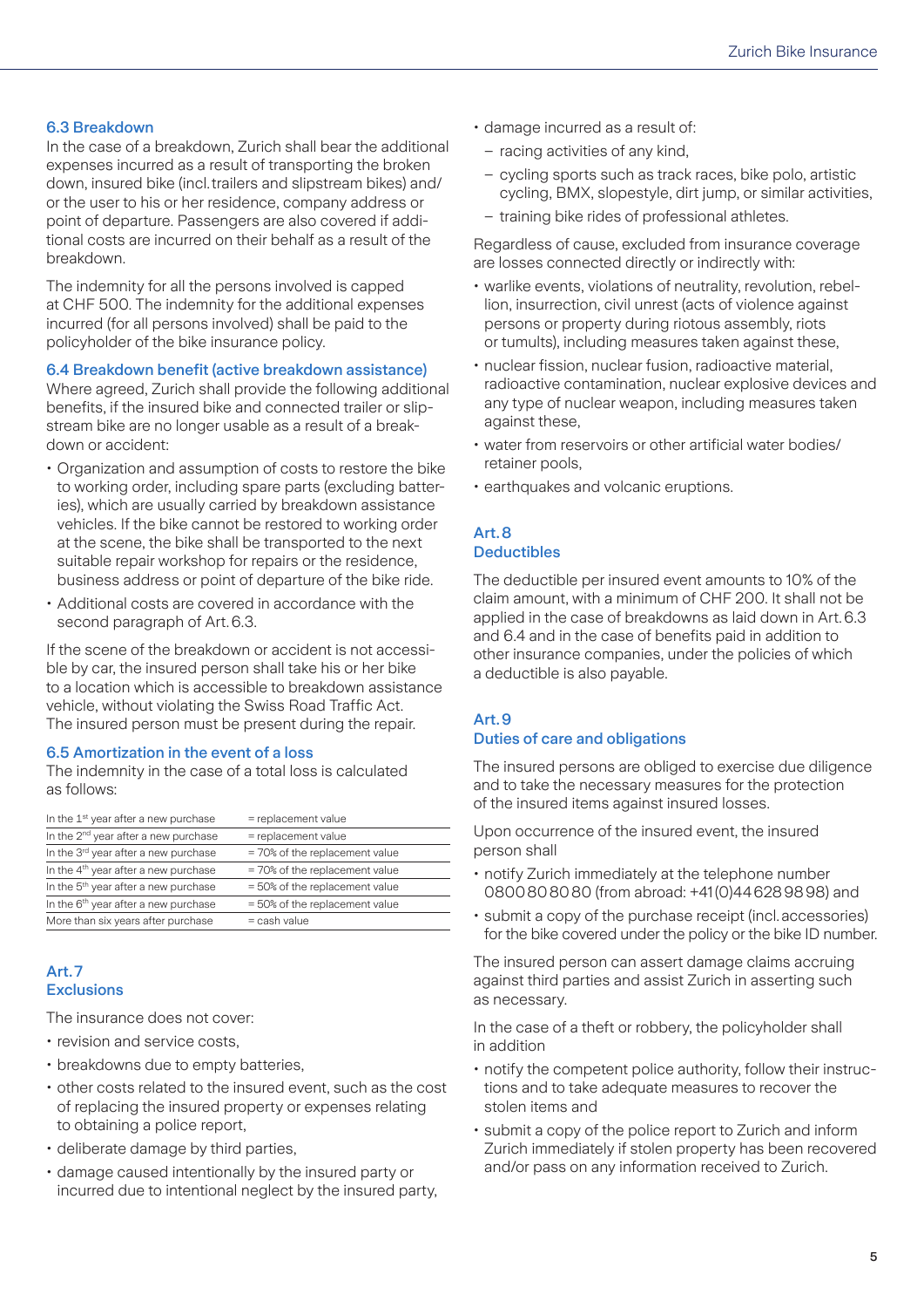### 6.3 Breakdown

In the case of a breakdown, Zurich shall bear the additional expenses incurred as a result of transporting the broken down, insured bike (incl. trailers and slipstream bikes) and/or the user to his or her residence, company address or point of departure. Passengers are also covered if additional costs are incurred on their behalf as a result of the breakdown.

The indemnity for all the persons involved is capped at CHF 500. The indemnity for the additional expenses incurred (for all persons involved) shall be paid to the policyholder of the bike insurance policy.

### 6.4 Breakdown benefit (active breakdown assistance)

Where agreed, Zurich shall provide the following additional benefits, if the insured bike and connected trailer or slipstream bike are no longer usable as a result of a breakdown or accident:

- Organization and assumption of costs to restore the bike to working order, including spare parts (excluding batteries), which are usually carried by breakdown assistance vehicles. If the bike cannot be restored to working order at the scene, the bike shall be transported to the next suitable repair workshop for repairs or the residence, business address or point of departure of the bike ride.
- Additional costs are covered in accordance with the second paragraph of Art. 6.3.

If the scene of the breakdown or accident is not accessible by car, the insured person shall take his or her bike to a location which is accessible to breakdown assistance vehicle, without violating the Swiss Road Traffic Act. The insured person must be present during the repair.

### 6.5 Amortization in the event of a loss

The indemnity in the case of a total loss is calculated as follows:

| | |
|---|---|
| In the 1st year after a new purchase | = replacement value |
| In the 2nd year after a new purchase | = replacement value |
| In the 3rd year after a new purchase | = 70% of the replacement value |
| In the 4th year after a new purchase | = 70% of the replacement value |
| In the 5th year after a new purchase | = 50% of the replacement value |
| In the 6th year after a new purchase | = 50% of the replacement value |
| More than six years after purchase | = cash value |

## Art. 7
## Exclusions

The insurance does not cover:

- revision and service costs,
- breakdowns due to empty batteries,
- other costs related to the insured event, such as the cost of replacing the insured property or expenses relating to obtaining a police report,
- deliberate damage by third parties,
- damage caused intentionally by the insured party or incurred due to intentional neglect by the insured party,
- damage incurred as a result of:
  - racing activities of any kind,
  - cycling sports such as track races, bike polo, artistic cycling, BMX, slopestyle, dirt jump, or similar activities,
  - training bike rides of professional athletes.

Regardless of cause, excluded from insurance coverage are losses connected directly or indirectly with:

- warlike events, violations of neutrality, revolution, rebellion, insurrection, civil unrest (acts of violence against persons or property during riotous assembly, riots or tumults), including measures taken against these,
- nuclear fission, nuclear fusion, radioactive material, radioactive contamination, nuclear explosive devices and any type of nuclear weapon, including measures taken against these,
- water from reservoirs or other artificial water bodies/retainer pools,
- earthquakes and volcanic eruptions.

## Art. 8
## Deductibles

The deductible per insured event amounts to 10% of the claim amount, with a minimum of CHF 200. It shall not be applied in the case of breakdowns as laid down in Art. 6.3 and 6.4 and in the case of benefits paid in addition to other insurance companies, under the policies of which a deductible is also payable.

## Art. 9
## Duties of care and obligations

The insured persons are obliged to exercise due diligence and to take the necessary measures for the protection of the insured items against insured losses.

Upon occurrence of the insured event, the insured person shall

- notify Zurich immediately at the telephone number 0800 80 80 80 (from abroad: +41 (0)44 628 98 98) and
- submit a copy of the purchase receipt (incl. accessories) for the bike covered under the policy or the bike ID number.

The insured person can assert damage claims accruing against third parties and assist Zurich in asserting such as necessary.

In the case of a theft or robbery, the policyholder shall in addition

- notify the competent police authority, follow their instructions and to take adequate measures to recover the stolen items and
- submit a copy of the police report to Zurich and inform Zurich immediately if stolen property has been recovered and/or pass on any information received to Zurich.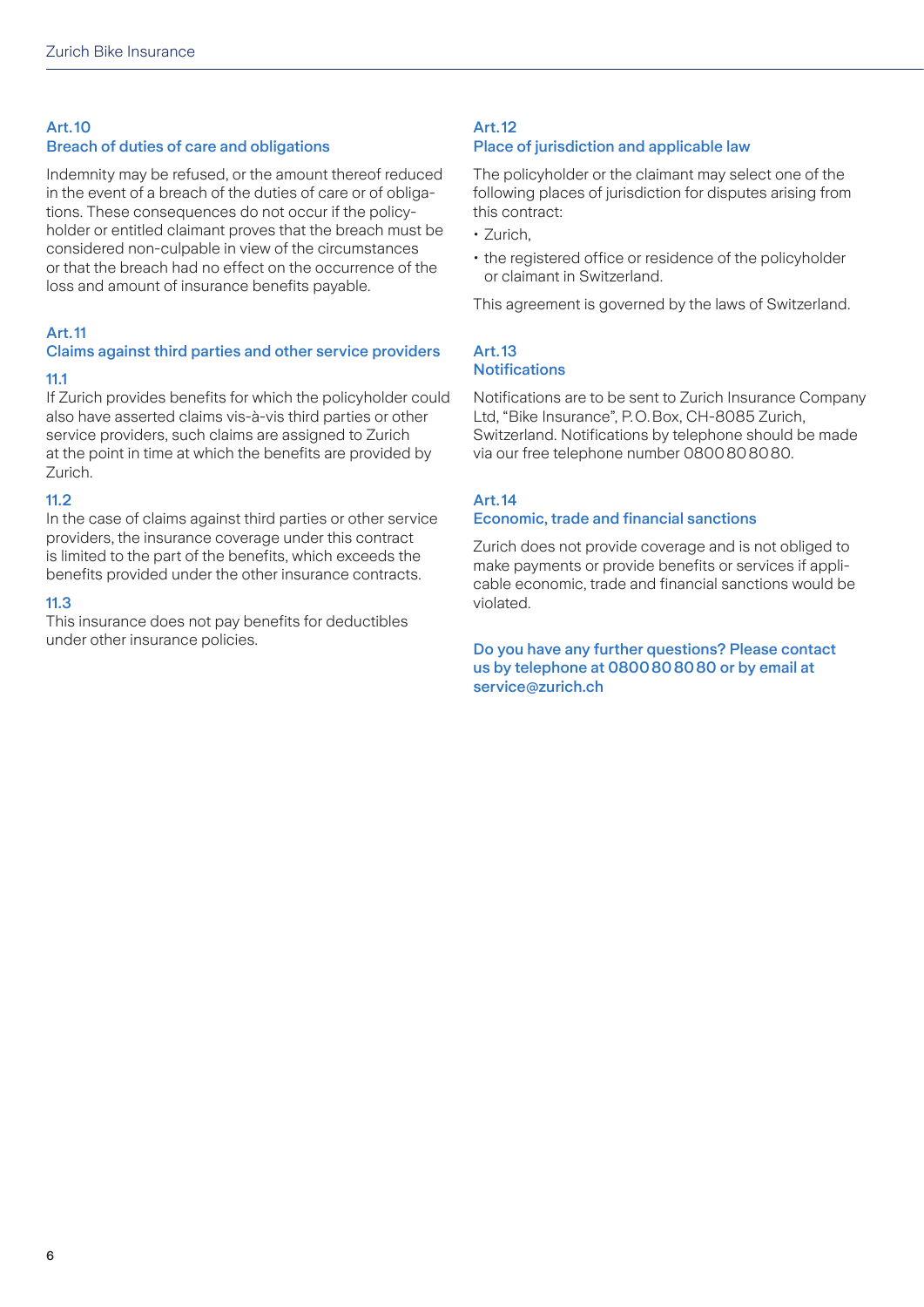## Art. 10
## Breach of duties of care and obligations

Indemnity may be refused, or the amount thereof reduced in the event of a breach of the duties of care or of obligations. These consequences do not occur if the policyholder or entitled claimant proves that the breach must be considered non-culpable in view of the circumstances or that the breach had no effect on the occurrence of the loss and amount of insurance benefits payable.

## Art. 11
## Claims against third parties and other service providers

### 11.1
If Zurich provides benefits for which the policyholder could also have asserted claims vis-à-vis third parties or other service providers, such claims are assigned to Zurich at the point in time at which the benefits are provided by Zurich.

### 11.2
In the case of claims against third parties or other service providers, the insurance coverage under this contract is limited to the part of the benefits, which exceeds the benefits provided under the other insurance contracts.

### 11.3
This insurance does not pay benefits for deductibles under other insurance policies.

## Art. 12
## Place of jurisdiction and applicable law

The policyholder or the claimant may select one of the following places of jurisdiction for disputes arising from this contract:

- Zurich,
- the registered office or residence of the policyholder or claimant in Switzerland.

This agreement is governed by the laws of Switzerland.

## Art. 13
## Notifications

Notifications are to be sent to Zurich Insurance Company Ltd, "Bike Insurance", P.O. Box, CH-8085 Zurich, Switzerland. Notifications by telephone should be made via our free telephone number 0800 80 80 80.

## Art. 14
## Economic, trade and financial sanctions

Zurich does not provide coverage and is not obliged to make payments or provide benefits or services if applicable economic, trade and financial sanctions would be violated.

**Do you have any further questions? Please contact us by telephone at 0800 80 80 80 or by email at service@zurich.ch**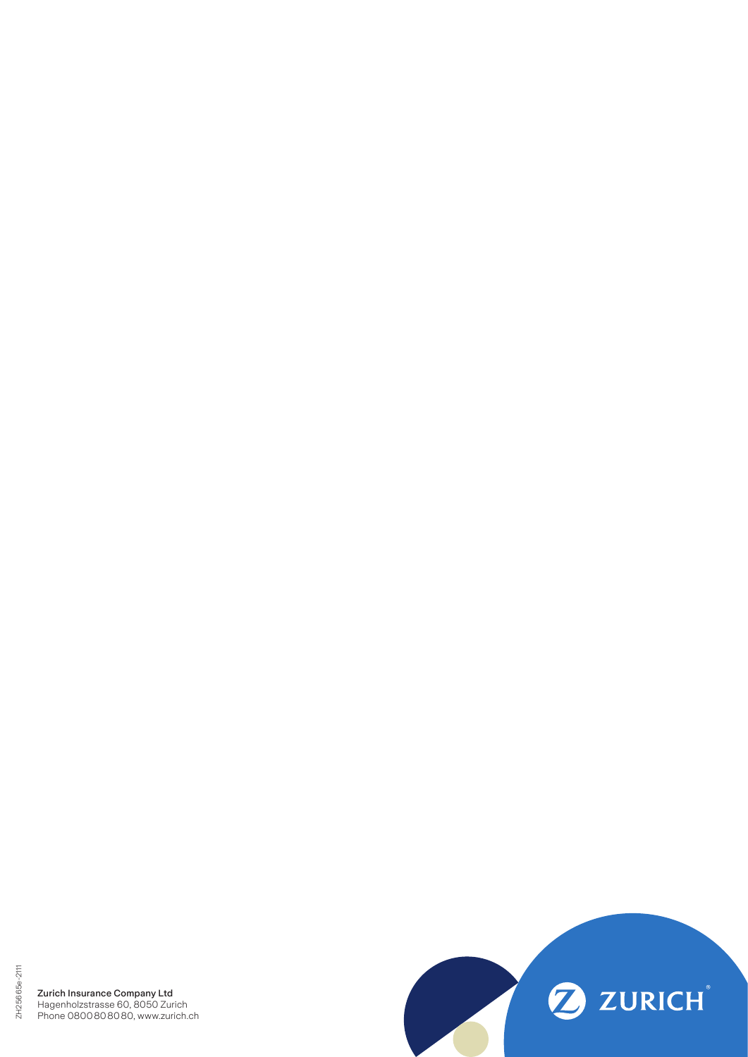ZH25665e-2111

**Zurich Insurance Company Ltd**
Hagenholzstrasse 60, 8050 Zurich
Phone 0800 80 80 80, www.zurich.ch